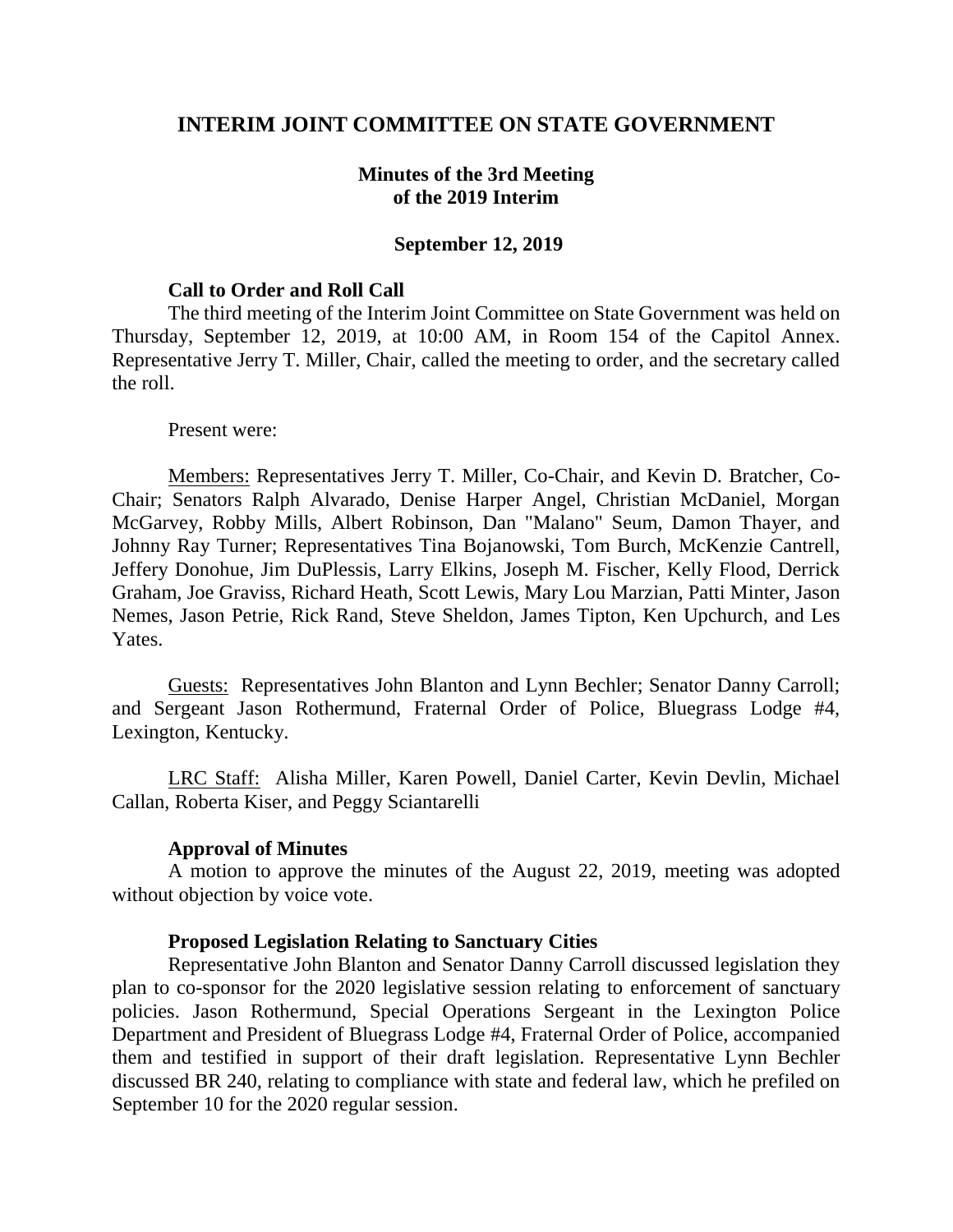# INTERIM JOINT COMMITTEE ON STATE GOVERNMENT

## Minutes of the 3rd Meeting of the 2019 Interim

### September 12, 2019

**Call to Order and Roll Call**

The third meeting of the Interim Joint Committee on State Government was held on Thursday, September 12, 2019, at 10:00 AM, in Room 154 of the Capitol Annex. Representative Jerry T. Miller, Chair, called the meeting to order, and the secretary called the roll.

Present were:

Members: Representatives Jerry T. Miller, Co-Chair, and Kevin D. Bratcher, Co-Chair; Senators Ralph Alvarado, Denise Harper Angel, Christian McDaniel, Morgan McGarvey, Robby Mills, Albert Robinson, Dan "Malano" Seum, Damon Thayer, and Johnny Ray Turner; Representatives Tina Bojanowski, Tom Burch, McKenzie Cantrell, Jeffery Donohue, Jim DuPlessis, Larry Elkins, Joseph M. Fischer, Kelly Flood, Derrick Graham, Joe Graviss, Richard Heath, Scott Lewis, Mary Lou Marzian, Patti Minter, Jason Nemes, Jason Petrie, Rick Rand, Steve Sheldon, James Tipton, Ken Upchurch, and Les Yates.

Guests: Representatives John Blanton and Lynn Bechler; Senator Danny Carroll; and Sergeant Jason Rothermund, Fraternal Order of Police, Bluegrass Lodge #4, Lexington, Kentucky.

LRC Staff: Alisha Miller, Karen Powell, Daniel Carter, Kevin Devlin, Michael Callan, Roberta Kiser, and Peggy Sciantarelli

**Approval of Minutes**

A motion to approve the minutes of the August 22, 2019, meeting was adopted without objection by voice vote.

**Proposed Legislation Relating to Sanctuary Cities**

Representative John Blanton and Senator Danny Carroll discussed legislation they plan to co-sponsor for the 2020 legislative session relating to enforcement of sanctuary policies. Jason Rothermund, Special Operations Sergeant in the Lexington Police Department and President of Bluegrass Lodge #4, Fraternal Order of Police, accompanied them and testified in support of their draft legislation. Representative Lynn Bechler discussed BR 240, relating to compliance with state and federal law, which he prefiled on September 10 for the 2020 regular session.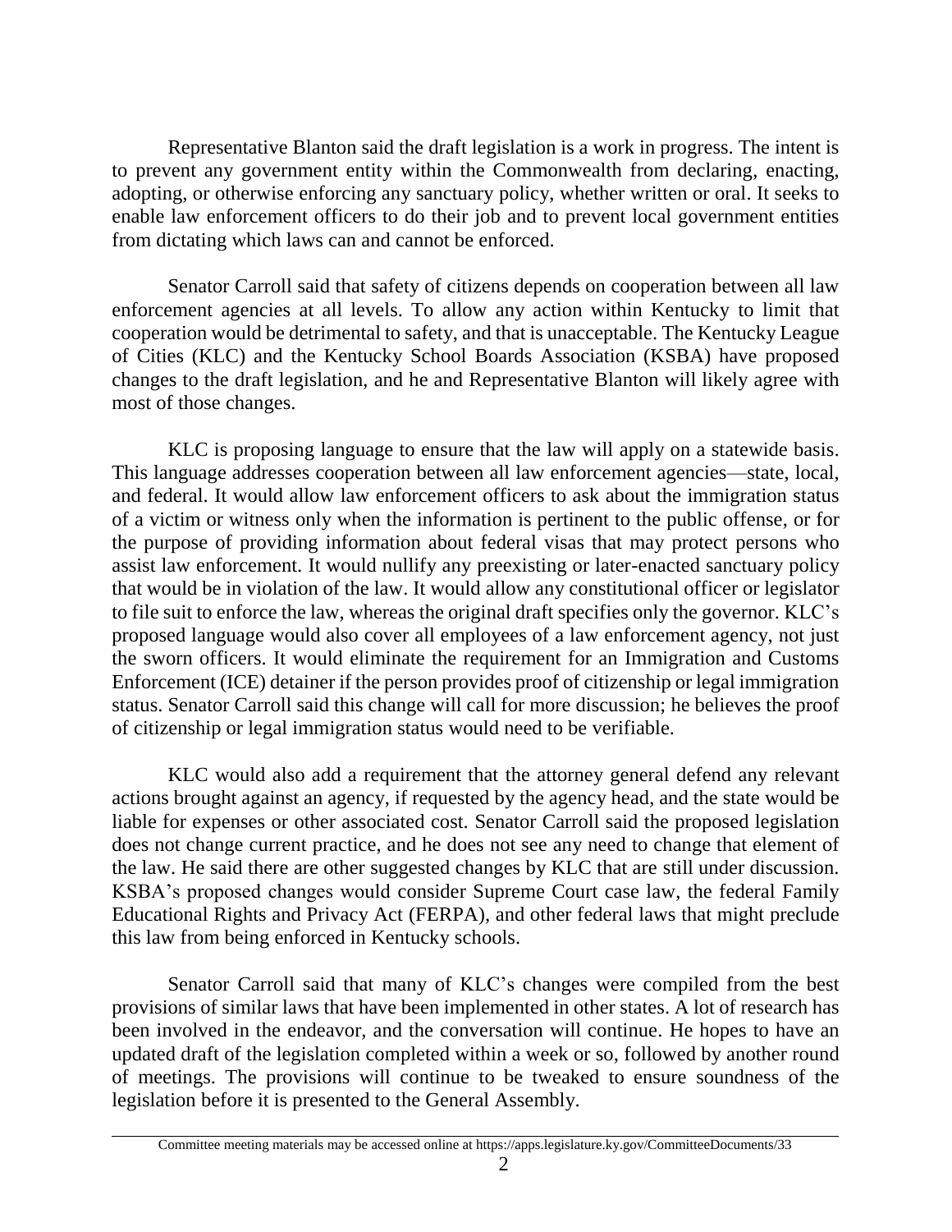Representative Blanton said the draft legislation is a work in progress. The intent is to prevent any government entity within the Commonwealth from declaring, enacting, adopting, or otherwise enforcing any sanctuary policy, whether written or oral. It seeks to enable law enforcement officers to do their job and to prevent local government entities from dictating which laws can and cannot be enforced.

Senator Carroll said that safety of citizens depends on cooperation between all law enforcement agencies at all levels. To allow any action within Kentucky to limit that cooperation would be detrimental to safety, and that is unacceptable. The Kentucky League of Cities (KLC) and the Kentucky School Boards Association (KSBA) have proposed changes to the draft legislation, and he and Representative Blanton will likely agree with most of those changes.

KLC is proposing language to ensure that the law will apply on a statewide basis. This language addresses cooperation between all law enforcement agencies—state, local, and federal. It would allow law enforcement officers to ask about the immigration status of a victim or witness only when the information is pertinent to the public offense, or for the purpose of providing information about federal visas that may protect persons who assist law enforcement. It would nullify any preexisting or later-enacted sanctuary policy that would be in violation of the law. It would allow any constitutional officer or legislator to file suit to enforce the law, whereas the original draft specifies only the governor. KLC's proposed language would also cover all employees of a law enforcement agency, not just the sworn officers. It would eliminate the requirement for an Immigration and Customs Enforcement (ICE) detainer if the person provides proof of citizenship or legal immigration status. Senator Carroll said this change will call for more discussion; he believes the proof of citizenship or legal immigration status would need to be verifiable.

KLC would also add a requirement that the attorney general defend any relevant actions brought against an agency, if requested by the agency head, and the state would be liable for expenses or other associated cost. Senator Carroll said the proposed legislation does not change current practice, and he does not see any need to change that element of the law. He said there are other suggested changes by KLC that are still under discussion. KSBA's proposed changes would consider Supreme Court case law, the federal Family Educational Rights and Privacy Act (FERPA), and other federal laws that might preclude this law from being enforced in Kentucky schools.

Senator Carroll said that many of KLC's changes were compiled from the best provisions of similar laws that have been implemented in other states. A lot of research has been involved in the endeavor, and the conversation will continue. He hopes to have an updated draft of the legislation completed within a week or so, followed by another round of meetings. The provisions will continue to be tweaked to ensure soundness of the legislation before it is presented to the General Assembly.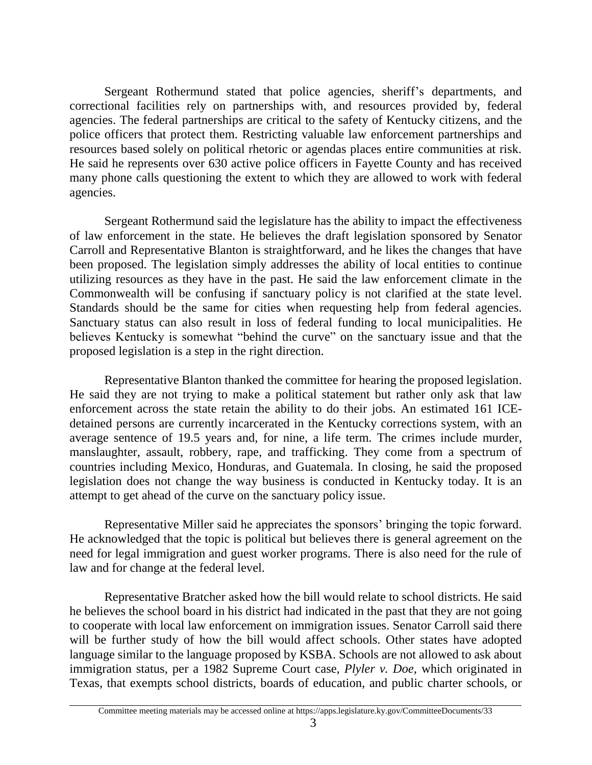Sergeant Rothermund stated that police agencies, sheriff's departments, and correctional facilities rely on partnerships with, and resources provided by, federal agencies. The federal partnerships are critical to the safety of Kentucky citizens, and the police officers that protect them. Restricting valuable law enforcement partnerships and resources based solely on political rhetoric or agendas places entire communities at risk. He said he represents over 630 active police officers in Fayette County and has received many phone calls questioning the extent to which they are allowed to work with federal agencies.

Sergeant Rothermund said the legislature has the ability to impact the effectiveness of law enforcement in the state. He believes the draft legislation sponsored by Senator Carroll and Representative Blanton is straightforward, and he likes the changes that have been proposed. The legislation simply addresses the ability of local entities to continue utilizing resources as they have in the past. He said the law enforcement climate in the Commonwealth will be confusing if sanctuary policy is not clarified at the state level. Standards should be the same for cities when requesting help from federal agencies. Sanctuary status can also result in loss of federal funding to local municipalities. He believes Kentucky is somewhat "behind the curve" on the sanctuary issue and that the proposed legislation is a step in the right direction.

Representative Blanton thanked the committee for hearing the proposed legislation. He said they are not trying to make a political statement but rather only ask that law enforcement across the state retain the ability to do their jobs. An estimated 161 ICE-detained persons are currently incarcerated in the Kentucky corrections system, with an average sentence of 19.5 years and, for nine, a life term. The crimes include murder, manslaughter, assault, robbery, rape, and trafficking. They come from a spectrum of countries including Mexico, Honduras, and Guatemala. In closing, he said the proposed legislation does not change the way business is conducted in Kentucky today. It is an attempt to get ahead of the curve on the sanctuary policy issue.

Representative Miller said he appreciates the sponsors' bringing the topic forward. He acknowledged that the topic is political but believes there is general agreement on the need for legal immigration and guest worker programs. There is also need for the rule of law and for change at the federal level.

Representative Bratcher asked how the bill would relate to school districts. He said he believes the school board in his district had indicated in the past that they are not going to cooperate with local law enforcement on immigration issues. Senator Carroll said there will be further study of how the bill would affect schools. Other states have adopted language similar to the language proposed by KSBA. Schools are not allowed to ask about immigration status, per a 1982 Supreme Court case, *Plyler v. Doe*, which originated in Texas, that exempts school districts, boards of education, and public charter schools, or

Committee meeting materials may be accessed online at https://apps.legislature.ky.gov/CommitteeDocuments/33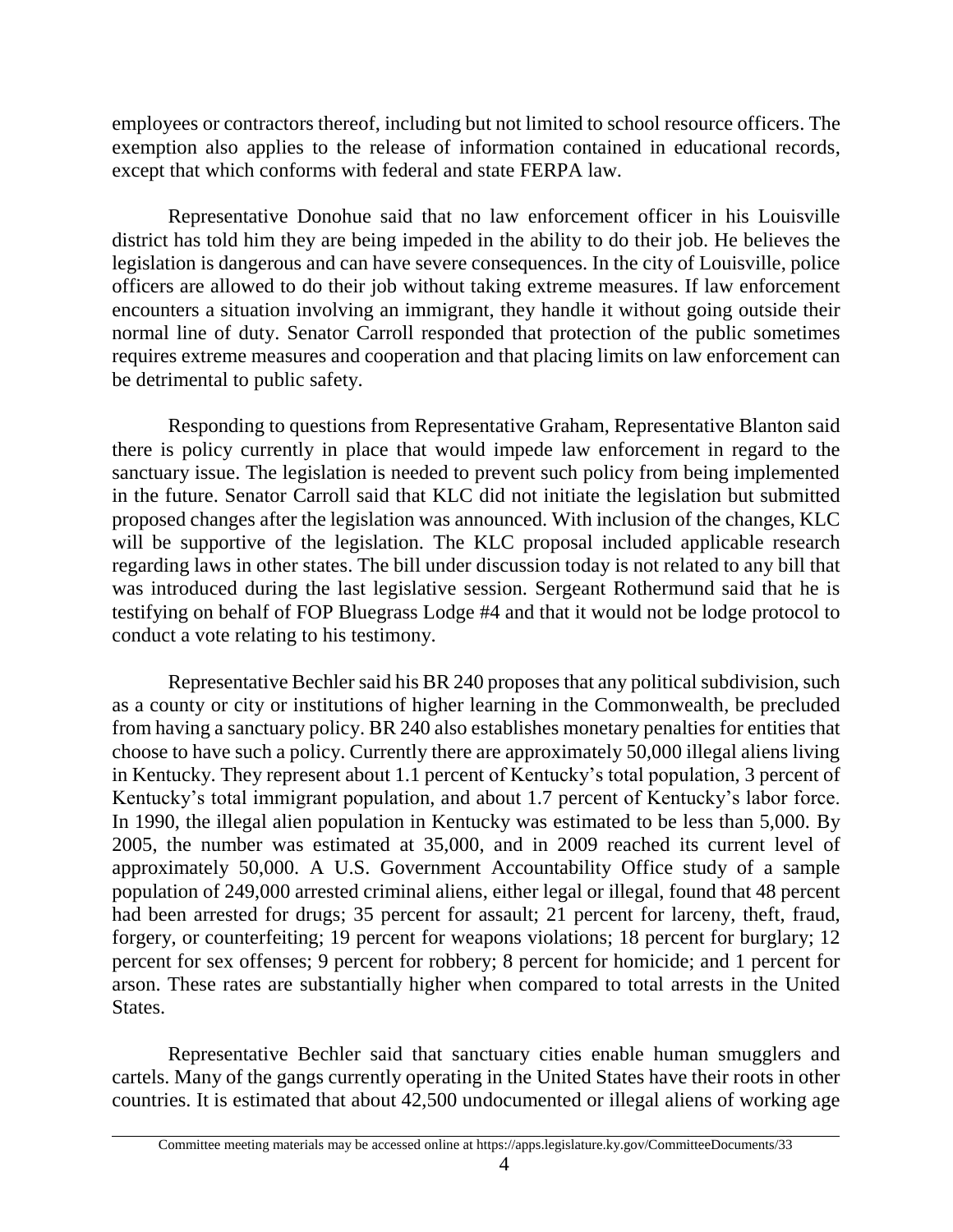employees or contractors thereof, including but not limited to school resource officers. The exemption also applies to the release of information contained in educational records, except that which conforms with federal and state FERPA law.

Representative Donohue said that no law enforcement officer in his Louisville district has told him they are being impeded in the ability to do their job. He believes the legislation is dangerous and can have severe consequences. In the city of Louisville, police officers are allowed to do their job without taking extreme measures. If law enforcement encounters a situation involving an immigrant, they handle it without going outside their normal line of duty. Senator Carroll responded that protection of the public sometimes requires extreme measures and cooperation and that placing limits on law enforcement can be detrimental to public safety.

Responding to questions from Representative Graham, Representative Blanton said there is policy currently in place that would impede law enforcement in regard to the sanctuary issue. The legislation is needed to prevent such policy from being implemented in the future. Senator Carroll said that KLC did not initiate the legislation but submitted proposed changes after the legislation was announced. With inclusion of the changes, KLC will be supportive of the legislation. The KLC proposal included applicable research regarding laws in other states. The bill under discussion today is not related to any bill that was introduced during the last legislative session. Sergeant Rothermund said that he is testifying on behalf of FOP Bluegrass Lodge #4 and that it would not be lodge protocol to conduct a vote relating to his testimony.

Representative Bechler said his BR 240 proposes that any political subdivision, such as a county or city or institutions of higher learning in the Commonwealth, be precluded from having a sanctuary policy. BR 240 also establishes monetary penalties for entities that choose to have such a policy. Currently there are approximately 50,000 illegal aliens living in Kentucky. They represent about 1.1 percent of Kentucky's total population, 3 percent of Kentucky's total immigrant population, and about 1.7 percent of Kentucky's labor force. In 1990, the illegal alien population in Kentucky was estimated to be less than 5,000. By 2005, the number was estimated at 35,000, and in 2009 reached its current level of approximately 50,000. A U.S. Government Accountability Office study of a sample population of 249,000 arrested criminal aliens, either legal or illegal, found that 48 percent had been arrested for drugs; 35 percent for assault; 21 percent for larceny, theft, fraud, forgery, or counterfeiting; 19 percent for weapons violations; 18 percent for burglary; 12 percent for sex offenses; 9 percent for robbery; 8 percent for homicide; and 1 percent for arson. These rates are substantially higher when compared to total arrests in the United States.

Representative Bechler said that sanctuary cities enable human smugglers and cartels. Many of the gangs currently operating in the United States have their roots in other countries. It is estimated that about 42,500 undocumented or illegal aliens of working age

Committee meeting materials may be accessed online at https://apps.legislature.ky.gov/CommitteeDocuments/33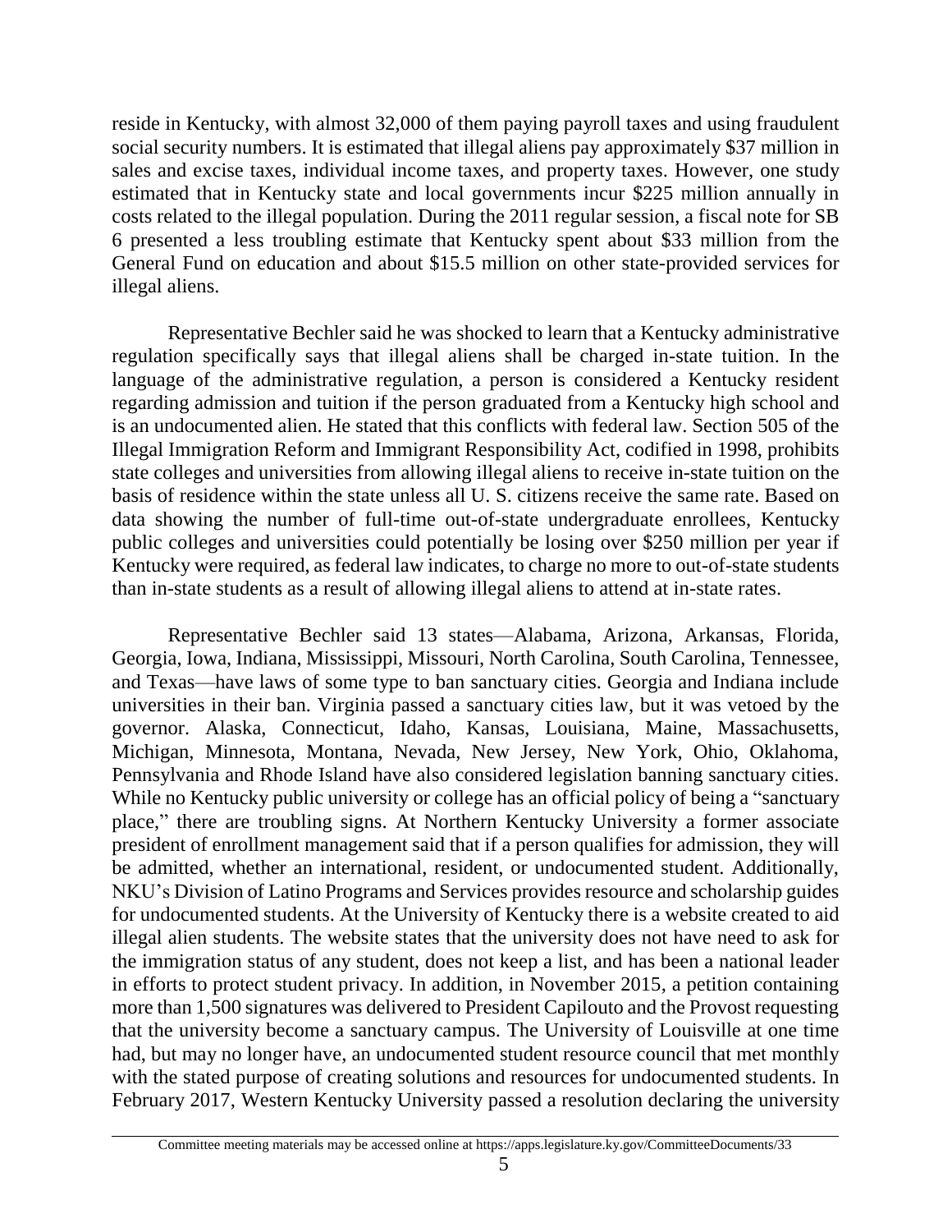reside in Kentucky, with almost 32,000 of them paying payroll taxes and using fraudulent social security numbers. It is estimated that illegal aliens pay approximately $37 million in sales and excise taxes, individual income taxes, and property taxes. However, one study estimated that in Kentucky state and local governments incur $225 million annually in costs related to the illegal population. During the 2011 regular session, a fiscal note for SB 6 presented a less troubling estimate that Kentucky spent about $33 million from the General Fund on education and about $15.5 million on other state-provided services for illegal aliens.

Representative Bechler said he was shocked to learn that a Kentucky administrative regulation specifically says that illegal aliens shall be charged in-state tuition. In the language of the administrative regulation, a person is considered a Kentucky resident regarding admission and tuition if the person graduated from a Kentucky high school and is an undocumented alien. He stated that this conflicts with federal law. Section 505 of the Illegal Immigration Reform and Immigrant Responsibility Act, codified in 1998, prohibits state colleges and universities from allowing illegal aliens to receive in-state tuition on the basis of residence within the state unless all U. S. citizens receive the same rate. Based on data showing the number of full-time out-of-state undergraduate enrollees, Kentucky public colleges and universities could potentially be losing over $250 million per year if Kentucky were required, as federal law indicates, to charge no more to out-of-state students than in-state students as a result of allowing illegal aliens to attend at in-state rates.

Representative Bechler said 13 states—Alabama, Arizona, Arkansas, Florida, Georgia, Iowa, Indiana, Mississippi, Missouri, North Carolina, South Carolina, Tennessee, and Texas—have laws of some type to ban sanctuary cities. Georgia and Indiana include universities in their ban. Virginia passed a sanctuary cities law, but it was vetoed by the governor. Alaska, Connecticut, Idaho, Kansas, Louisiana, Maine, Massachusetts, Michigan, Minnesota, Montana, Nevada, New Jersey, New York, Ohio, Oklahoma, Pennsylvania and Rhode Island have also considered legislation banning sanctuary cities. While no Kentucky public university or college has an official policy of being a "sanctuary place," there are troubling signs. At Northern Kentucky University a former associate president of enrollment management said that if a person qualifies for admission, they will be admitted, whether an international, resident, or undocumented student. Additionally, NKU's Division of Latino Programs and Services provides resource and scholarship guides for undocumented students. At the University of Kentucky there is a website created to aid illegal alien students. The website states that the university does not have need to ask for the immigration status of any student, does not keep a list, and has been a national leader in efforts to protect student privacy. In addition, in November 2015, a petition containing more than 1,500 signatures was delivered to President Capilouto and the Provost requesting that the university become a sanctuary campus. The University of Louisville at one time had, but may no longer have, an undocumented student resource council that met monthly with the stated purpose of creating solutions and resources for undocumented students. In February 2017, Western Kentucky University passed a resolution declaring the university

Committee meeting materials may be accessed online at https://apps.legislature.ky.gov/CommitteeDocuments/33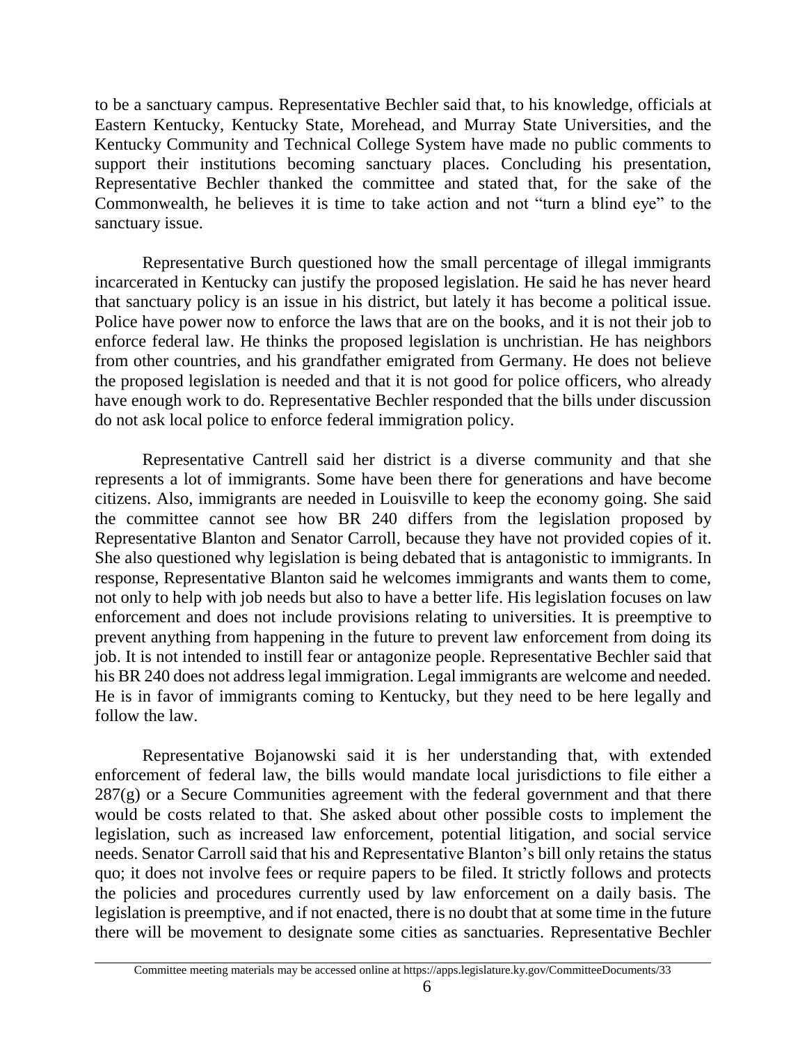to be a sanctuary campus. Representative Bechler said that, to his knowledge, officials at Eastern Kentucky, Kentucky State, Morehead, and Murray State Universities, and the Kentucky Community and Technical College System have made no public comments to support their institutions becoming sanctuary places. Concluding his presentation, Representative Bechler thanked the committee and stated that, for the sake of the Commonwealth, he believes it is time to take action and not "turn a blind eye" to the sanctuary issue.

Representative Burch questioned how the small percentage of illegal immigrants incarcerated in Kentucky can justify the proposed legislation. He said he has never heard that sanctuary policy is an issue in his district, but lately it has become a political issue. Police have power now to enforce the laws that are on the books, and it is not their job to enforce federal law. He thinks the proposed legislation is unchristian. He has neighbors from other countries, and his grandfather emigrated from Germany. He does not believe the proposed legislation is needed and that it is not good for police officers, who already have enough work to do. Representative Bechler responded that the bills under discussion do not ask local police to enforce federal immigration policy.

Representative Cantrell said her district is a diverse community and that she represents a lot of immigrants. Some have been there for generations and have become citizens. Also, immigrants are needed in Louisville to keep the economy going. She said the committee cannot see how BR 240 differs from the legislation proposed by Representative Blanton and Senator Carroll, because they have not provided copies of it. She also questioned why legislation is being debated that is antagonistic to immigrants. In response, Representative Blanton said he welcomes immigrants and wants them to come, not only to help with job needs but also to have a better life. His legislation focuses on law enforcement and does not include provisions relating to universities. It is preemptive to prevent anything from happening in the future to prevent law enforcement from doing its job. It is not intended to instill fear or antagonize people. Representative Bechler said that his BR 240 does not address legal immigration. Legal immigrants are welcome and needed. He is in favor of immigrants coming to Kentucky, but they need to be here legally and follow the law.

Representative Bojanowski said it is her understanding that, with extended enforcement of federal law, the bills would mandate local jurisdictions to file either a 287(g) or a Secure Communities agreement with the federal government and that there would be costs related to that. She asked about other possible costs to implement the legislation, such as increased law enforcement, potential litigation, and social service needs. Senator Carroll said that his and Representative Blanton's bill only retains the status quo; it does not involve fees or require papers to be filed. It strictly follows and protects the policies and procedures currently used by law enforcement on a daily basis. The legislation is preemptive, and if not enacted, there is no doubt that at some time in the future there will be movement to designate some cities as sanctuaries. Representative Bechler

Committee meeting materials may be accessed online at https://apps.legislature.ky.gov/CommitteeDocuments/33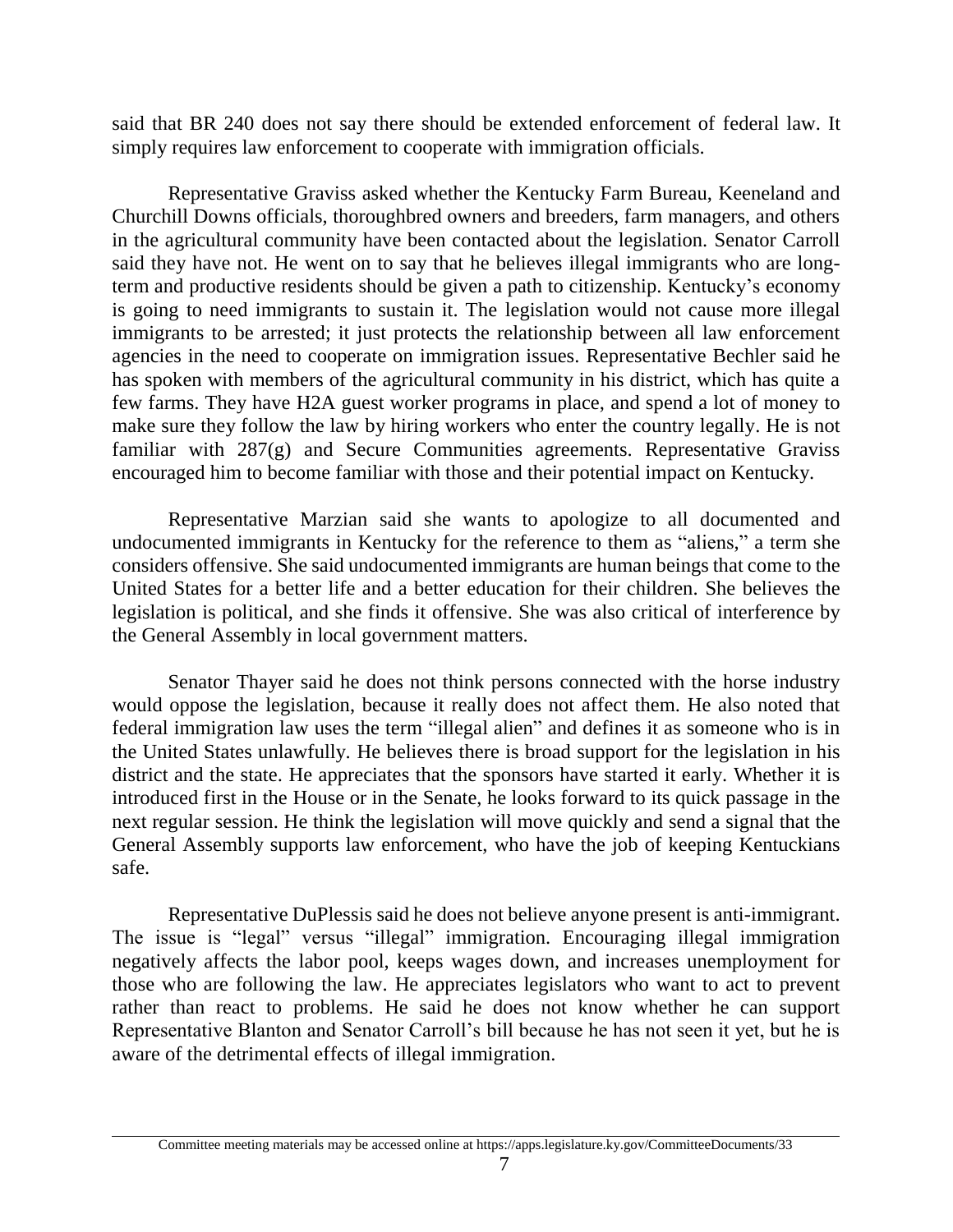said that BR 240 does not say there should be extended enforcement of federal law. It simply requires law enforcement to cooperate with immigration officials.

Representative Graviss asked whether the Kentucky Farm Bureau, Keeneland and Churchill Downs officials, thoroughbred owners and breeders, farm managers, and others in the agricultural community have been contacted about the legislation. Senator Carroll said they have not. He went on to say that he believes illegal immigrants who are long-term and productive residents should be given a path to citizenship. Kentucky's economy is going to need immigrants to sustain it. The legislation would not cause more illegal immigrants to be arrested; it just protects the relationship between all law enforcement agencies in the need to cooperate on immigration issues. Representative Bechler said he has spoken with members of the agricultural community in his district, which has quite a few farms. They have H2A guest worker programs in place, and spend a lot of money to make sure they follow the law by hiring workers who enter the country legally. He is not familiar with 287(g) and Secure Communities agreements. Representative Graviss encouraged him to become familiar with those and their potential impact on Kentucky.

Representative Marzian said she wants to apologize to all documented and undocumented immigrants in Kentucky for the reference to them as "aliens," a term she considers offensive. She said undocumented immigrants are human beings that come to the United States for a better life and a better education for their children. She believes the legislation is political, and she finds it offensive. She was also critical of interference by the General Assembly in local government matters.

Senator Thayer said he does not think persons connected with the horse industry would oppose the legislation, because it really does not affect them. He also noted that federal immigration law uses the term "illegal alien" and defines it as someone who is in the United States unlawfully. He believes there is broad support for the legislation in his district and the state. He appreciates that the sponsors have started it early. Whether it is introduced first in the House or in the Senate, he looks forward to its quick passage in the next regular session. He think the legislation will move quickly and send a signal that the General Assembly supports law enforcement, who have the job of keeping Kentuckians safe.

Representative DuPlessis said he does not believe anyone present is anti-immigrant. The issue is "legal" versus "illegal" immigration. Encouraging illegal immigration negatively affects the labor pool, keeps wages down, and increases unemployment for those who are following the law. He appreciates legislators who want to act to prevent rather than react to problems. He said he does not know whether he can support Representative Blanton and Senator Carroll's bill because he has not seen it yet, but he is aware of the detrimental effects of illegal immigration.

Committee meeting materials may be accessed online at https://apps.legislature.ky.gov/CommitteeDocuments/33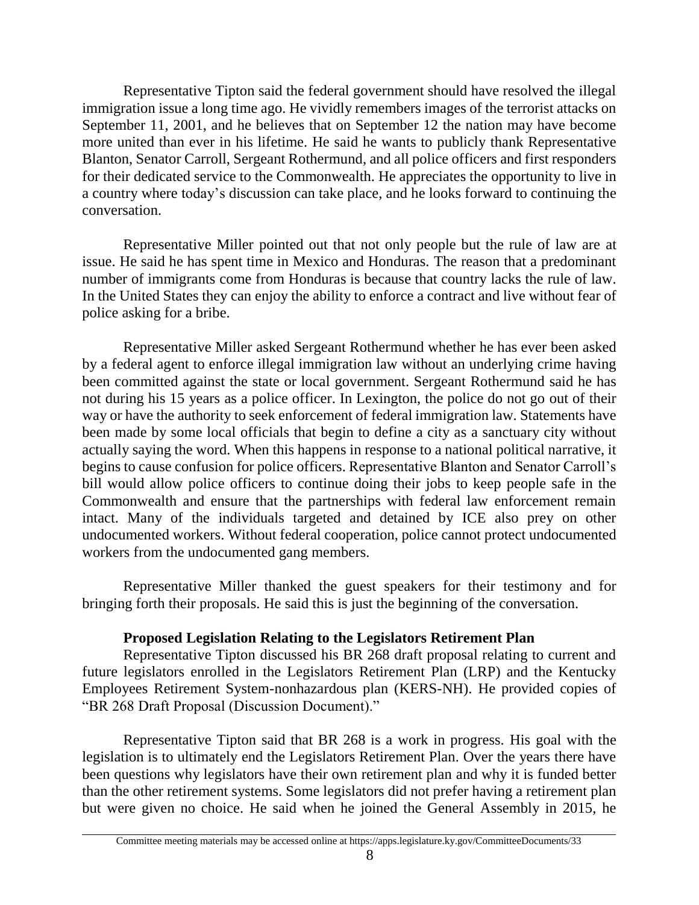Representative Tipton said the federal government should have resolved the illegal immigration issue a long time ago. He vividly remembers images of the terrorist attacks on September 11, 2001, and he believes that on September 12 the nation may have become more united than ever in his lifetime. He said he wants to publicly thank Representative Blanton, Senator Carroll, Sergeant Rothermund, and all police officers and first responders for their dedicated service to the Commonwealth. He appreciates the opportunity to live in a country where today's discussion can take place, and he looks forward to continuing the conversation.

Representative Miller pointed out that not only people but the rule of law are at issue. He said he has spent time in Mexico and Honduras. The reason that a predominant number of immigrants come from Honduras is because that country lacks the rule of law. In the United States they can enjoy the ability to enforce a contract and live without fear of police asking for a bribe.

Representative Miller asked Sergeant Rothermund whether he has ever been asked by a federal agent to enforce illegal immigration law without an underlying crime having been committed against the state or local government. Sergeant Rothermund said he has not during his 15 years as a police officer. In Lexington, the police do not go out of their way or have the authority to seek enforcement of federal immigration law. Statements have been made by some local officials that begin to define a city as a sanctuary city without actually saying the word. When this happens in response to a national political narrative, it begins to cause confusion for police officers. Representative Blanton and Senator Carroll's bill would allow police officers to continue doing their jobs to keep people safe in the Commonwealth and ensure that the partnerships with federal law enforcement remain intact. Many of the individuals targeted and detained by ICE also prey on other undocumented workers. Without federal cooperation, police cannot protect undocumented workers from the undocumented gang members.

Representative Miller thanked the guest speakers for their testimony and for bringing forth their proposals. He said this is just the beginning of the conversation.

**Proposed Legislation Relating to the Legislators Retirement Plan**

Representative Tipton discussed his BR 268 draft proposal relating to current and future legislators enrolled in the Legislators Retirement Plan (LRP) and the Kentucky Employees Retirement System-nonhazardous plan (KERS-NH). He provided copies of "BR 268 Draft Proposal (Discussion Document)."

Representative Tipton said that BR 268 is a work in progress. His goal with the legislation is to ultimately end the Legislators Retirement Plan. Over the years there have been questions why legislators have their own retirement plan and why it is funded better than the other retirement systems. Some legislators did not prefer having a retirement plan but were given no choice. He said when he joined the General Assembly in 2015, he

Committee meeting materials may be accessed online at https://apps.legislature.ky.gov/CommitteeDocuments/33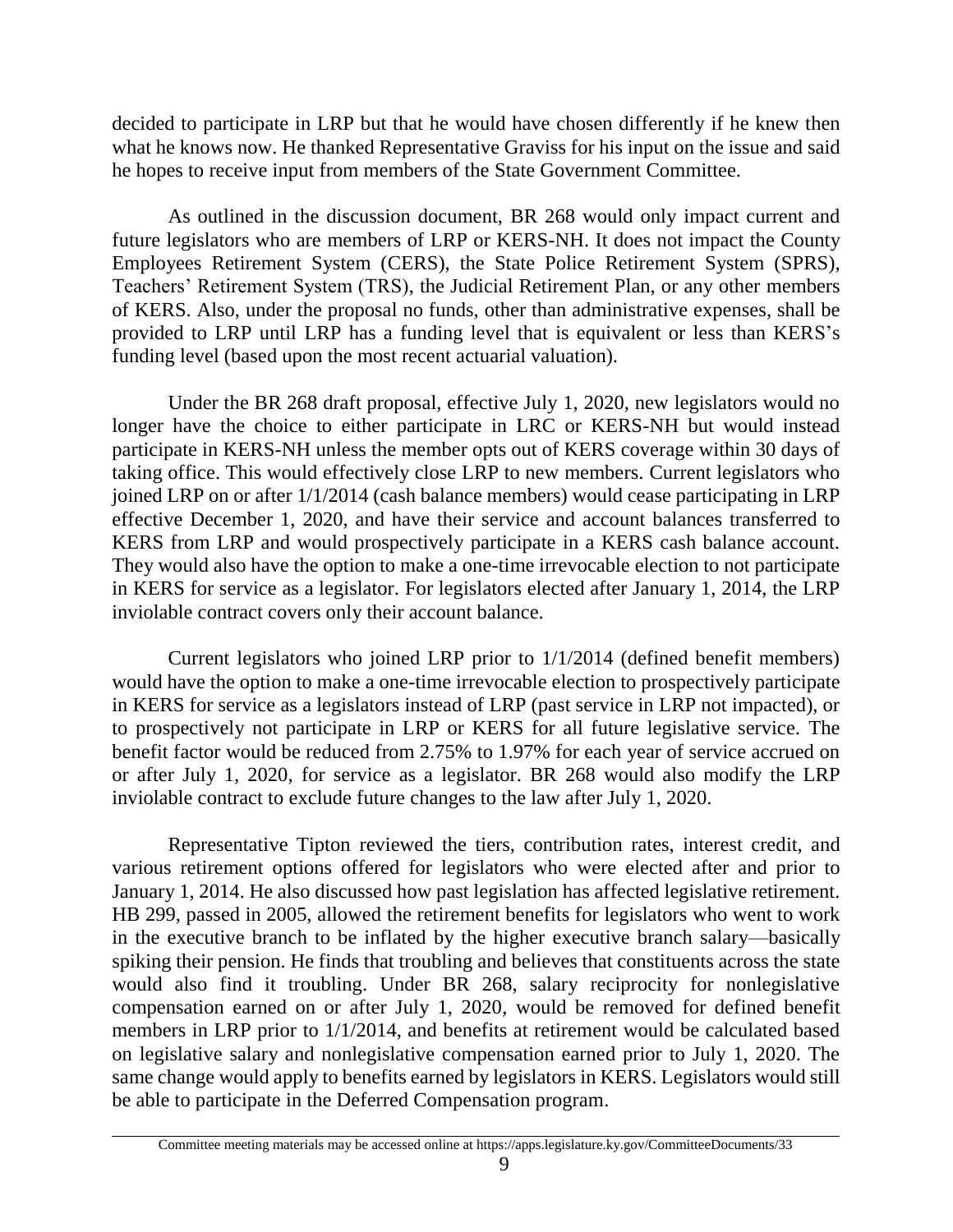decided to participate in LRP but that he would have chosen differently if he knew then what he knows now. He thanked Representative Graviss for his input on the issue and said he hopes to receive input from members of the State Government Committee.

As outlined in the discussion document, BR 268 would only impact current and future legislators who are members of LRP or KERS-NH. It does not impact the County Employees Retirement System (CERS), the State Police Retirement System (SPRS), Teachers' Retirement System (TRS), the Judicial Retirement Plan, or any other members of KERS. Also, under the proposal no funds, other than administrative expenses, shall be provided to LRP until LRP has a funding level that is equivalent or less than KERS's funding level (based upon the most recent actuarial valuation).

Under the BR 268 draft proposal, effective July 1, 2020, new legislators would no longer have the choice to either participate in LRC or KERS-NH but would instead participate in KERS-NH unless the member opts out of KERS coverage within 30 days of taking office. This would effectively close LRP to new members. Current legislators who joined LRP on or after 1/1/2014 (cash balance members) would cease participating in LRP effective December 1, 2020, and have their service and account balances transferred to KERS from LRP and would prospectively participate in a KERS cash balance account. They would also have the option to make a one-time irrevocable election to not participate in KERS for service as a legislator. For legislators elected after January 1, 2014, the LRP inviolable contract covers only their account balance.

Current legislators who joined LRP prior to 1/1/2014 (defined benefit members) would have the option to make a one-time irrevocable election to prospectively participate in KERS for service as a legislators instead of LRP (past service in LRP not impacted), or to prospectively not participate in LRP or KERS for all future legislative service. The benefit factor would be reduced from 2.75% to 1.97% for each year of service accrued on or after July 1, 2020, for service as a legislator. BR 268 would also modify the LRP inviolable contract to exclude future changes to the law after July 1, 2020.

Representative Tipton reviewed the tiers, contribution rates, interest credit, and various retirement options offered for legislators who were elected after and prior to January 1, 2014. He also discussed how past legislation has affected legislative retirement. HB 299, passed in 2005, allowed the retirement benefits for legislators who went to work in the executive branch to be inflated by the higher executive branch salary—basically spiking their pension. He finds that troubling and believes that constituents across the state would also find it troubling. Under BR 268, salary reciprocity for nonlegislative compensation earned on or after July 1, 2020, would be removed for defined benefit members in LRP prior to 1/1/2014, and benefits at retirement would be calculated based on legislative salary and nonlegislative compensation earned prior to July 1, 2020. The same change would apply to benefits earned by legislators in KERS. Legislators would still be able to participate in the Deferred Compensation program.

Committee meeting materials may be accessed online at https://apps.legislature.ky.gov/CommitteeDocuments/33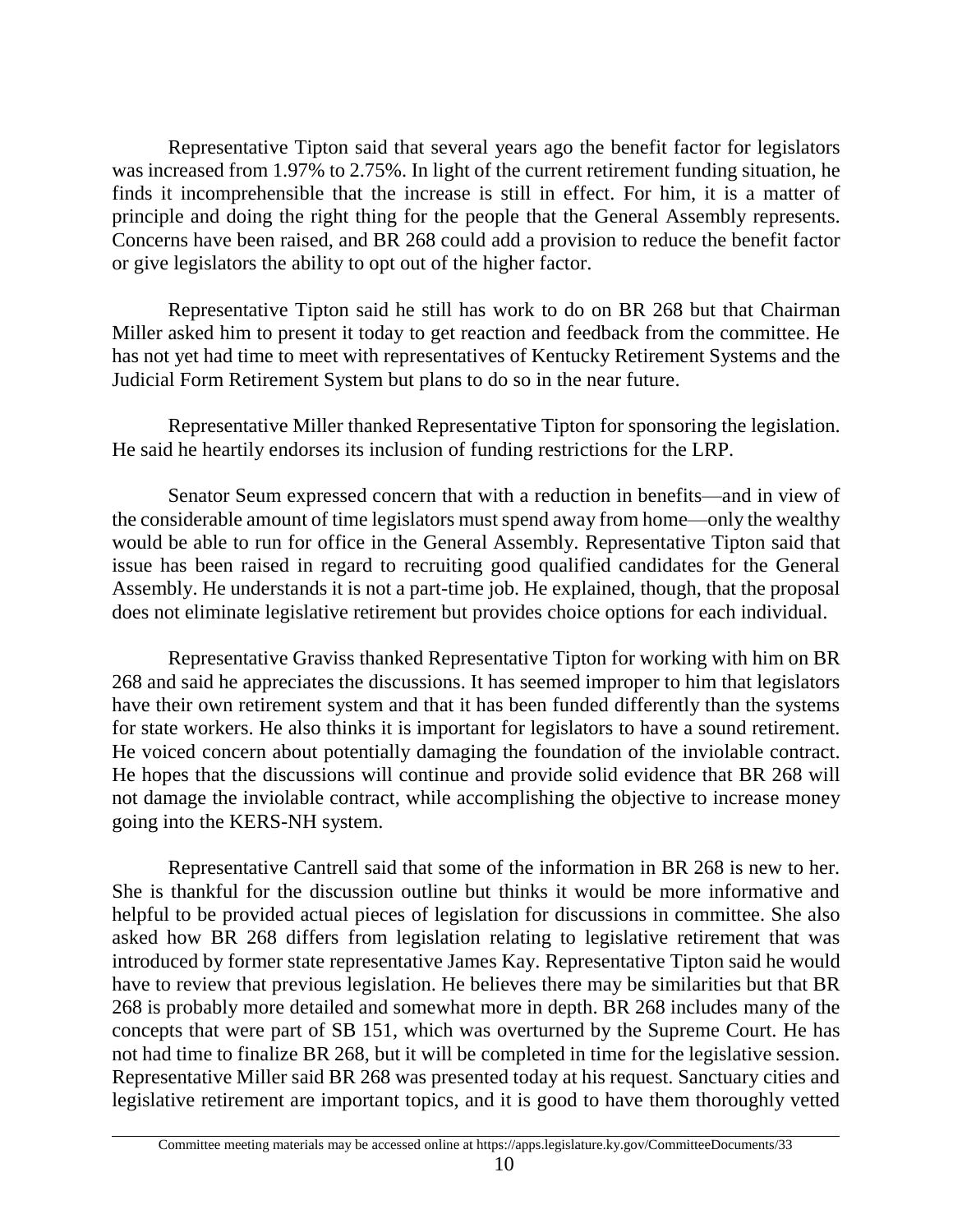Representative Tipton said that several years ago the benefit factor for legislators was increased from 1.97% to 2.75%. In light of the current retirement funding situation, he finds it incomprehensible that the increase is still in effect. For him, it is a matter of principle and doing the right thing for the people that the General Assembly represents. Concerns have been raised, and BR 268 could add a provision to reduce the benefit factor or give legislators the ability to opt out of the higher factor.

Representative Tipton said he still has work to do on BR 268 but that Chairman Miller asked him to present it today to get reaction and feedback from the committee. He has not yet had time to meet with representatives of Kentucky Retirement Systems and the Judicial Form Retirement System but plans to do so in the near future.

Representative Miller thanked Representative Tipton for sponsoring the legislation. He said he heartily endorses its inclusion of funding restrictions for the LRP.

Senator Seum expressed concern that with a reduction in benefits—and in view of the considerable amount of time legislators must spend away from home—only the wealthy would be able to run for office in the General Assembly. Representative Tipton said that issue has been raised in regard to recruiting good qualified candidates for the General Assembly. He understands it is not a part-time job. He explained, though, that the proposal does not eliminate legislative retirement but provides choice options for each individual.

Representative Graviss thanked Representative Tipton for working with him on BR 268 and said he appreciates the discussions. It has seemed improper to him that legislators have their own retirement system and that it has been funded differently than the systems for state workers. He also thinks it is important for legislators to have a sound retirement. He voiced concern about potentially damaging the foundation of the inviolable contract. He hopes that the discussions will continue and provide solid evidence that BR 268 will not damage the inviolable contract, while accomplishing the objective to increase money going into the KERS-NH system.

Representative Cantrell said that some of the information in BR 268 is new to her. She is thankful for the discussion outline but thinks it would be more informative and helpful to be provided actual pieces of legislation for discussions in committee. She also asked how BR 268 differs from legislation relating to legislative retirement that was introduced by former state representative James Kay. Representative Tipton said he would have to review that previous legislation. He believes there may be similarities but that BR 268 is probably more detailed and somewhat more in depth. BR 268 includes many of the concepts that were part of SB 151, which was overturned by the Supreme Court. He has not had time to finalize BR 268, but it will be completed in time for the legislative session. Representative Miller said BR 268 was presented today at his request. Sanctuary cities and legislative retirement are important topics, and it is good to have them thoroughly vetted

Committee meeting materials may be accessed online at https://apps.legislature.ky.gov/CommitteeDocuments/33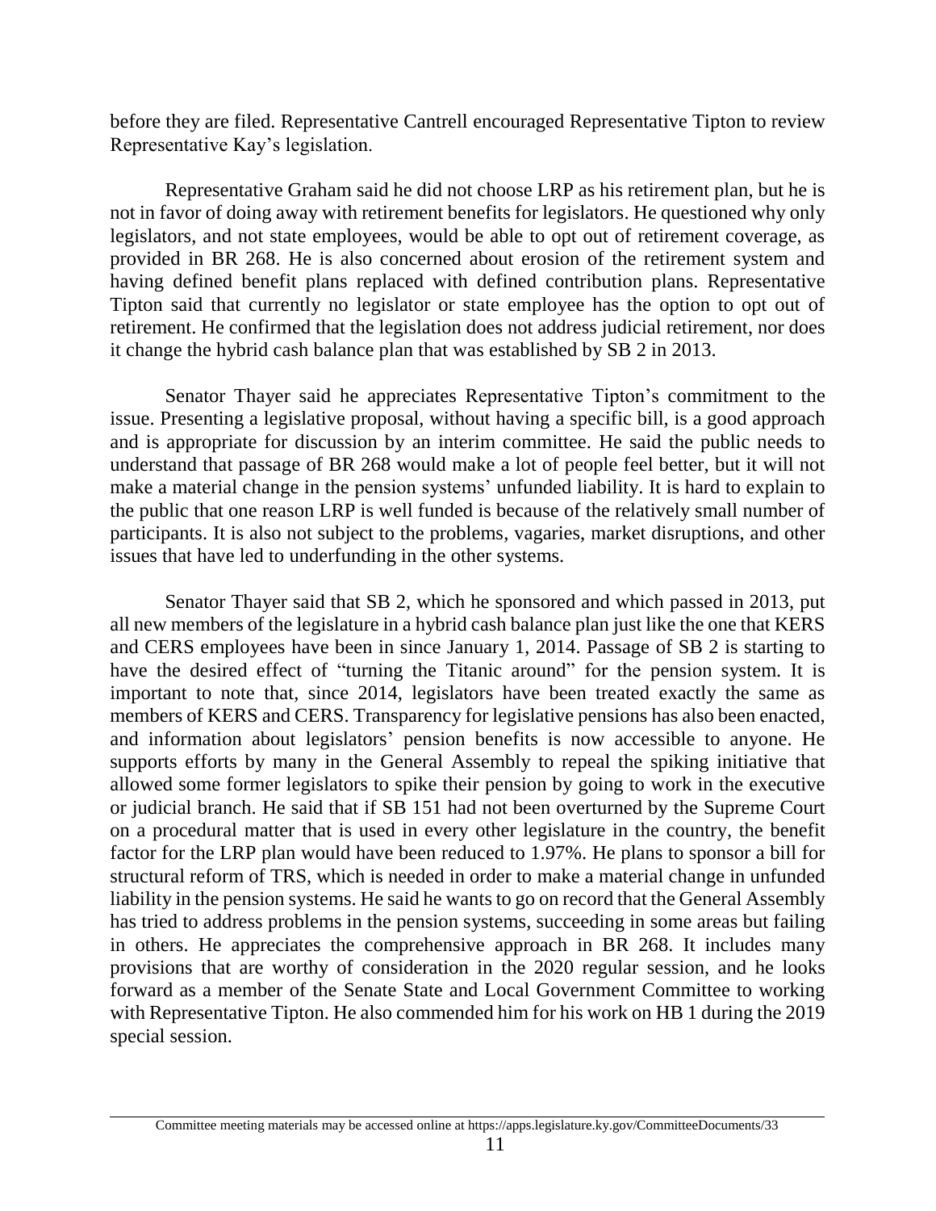before they are filed. Representative Cantrell encouraged Representative Tipton to review Representative Kay's legislation.

Representative Graham said he did not choose LRP as his retirement plan, but he is not in favor of doing away with retirement benefits for legislators. He questioned why only legislators, and not state employees, would be able to opt out of retirement coverage, as provided in BR 268. He is also concerned about erosion of the retirement system and having defined benefit plans replaced with defined contribution plans. Representative Tipton said that currently no legislator or state employee has the option to opt out of retirement. He confirmed that the legislation does not address judicial retirement, nor does it change the hybrid cash balance plan that was established by SB 2 in 2013.

Senator Thayer said he appreciates Representative Tipton's commitment to the issue. Presenting a legislative proposal, without having a specific bill, is a good approach and is appropriate for discussion by an interim committee. He said the public needs to understand that passage of BR 268 would make a lot of people feel better, but it will not make a material change in the pension systems' unfunded liability. It is hard to explain to the public that one reason LRP is well funded is because of the relatively small number of participants. It is also not subject to the problems, vagaries, market disruptions, and other issues that have led to underfunding in the other systems.

Senator Thayer said that SB 2, which he sponsored and which passed in 2013, put all new members of the legislature in a hybrid cash balance plan just like the one that KERS and CERS employees have been in since January 1, 2014. Passage of SB 2 is starting to have the desired effect of "turning the Titanic around" for the pension system. It is important to note that, since 2014, legislators have been treated exactly the same as members of KERS and CERS. Transparency for legislative pensions has also been enacted, and information about legislators' pension benefits is now accessible to anyone. He supports efforts by many in the General Assembly to repeal the spiking initiative that allowed some former legislators to spike their pension by going to work in the executive or judicial branch. He said that if SB 151 had not been overturned by the Supreme Court on a procedural matter that is used in every other legislature in the country, the benefit factor for the LRP plan would have been reduced to 1.97%. He plans to sponsor a bill for structural reform of TRS, which is needed in order to make a material change in unfunded liability in the pension systems. He said he wants to go on record that the General Assembly has tried to address problems in the pension systems, succeeding in some areas but failing in others. He appreciates the comprehensive approach in BR 268. It includes many provisions that are worthy of consideration in the 2020 regular session, and he looks forward as a member of the Senate State and Local Government Committee to working with Representative Tipton. He also commended him for his work on HB 1 during the 2019 special session.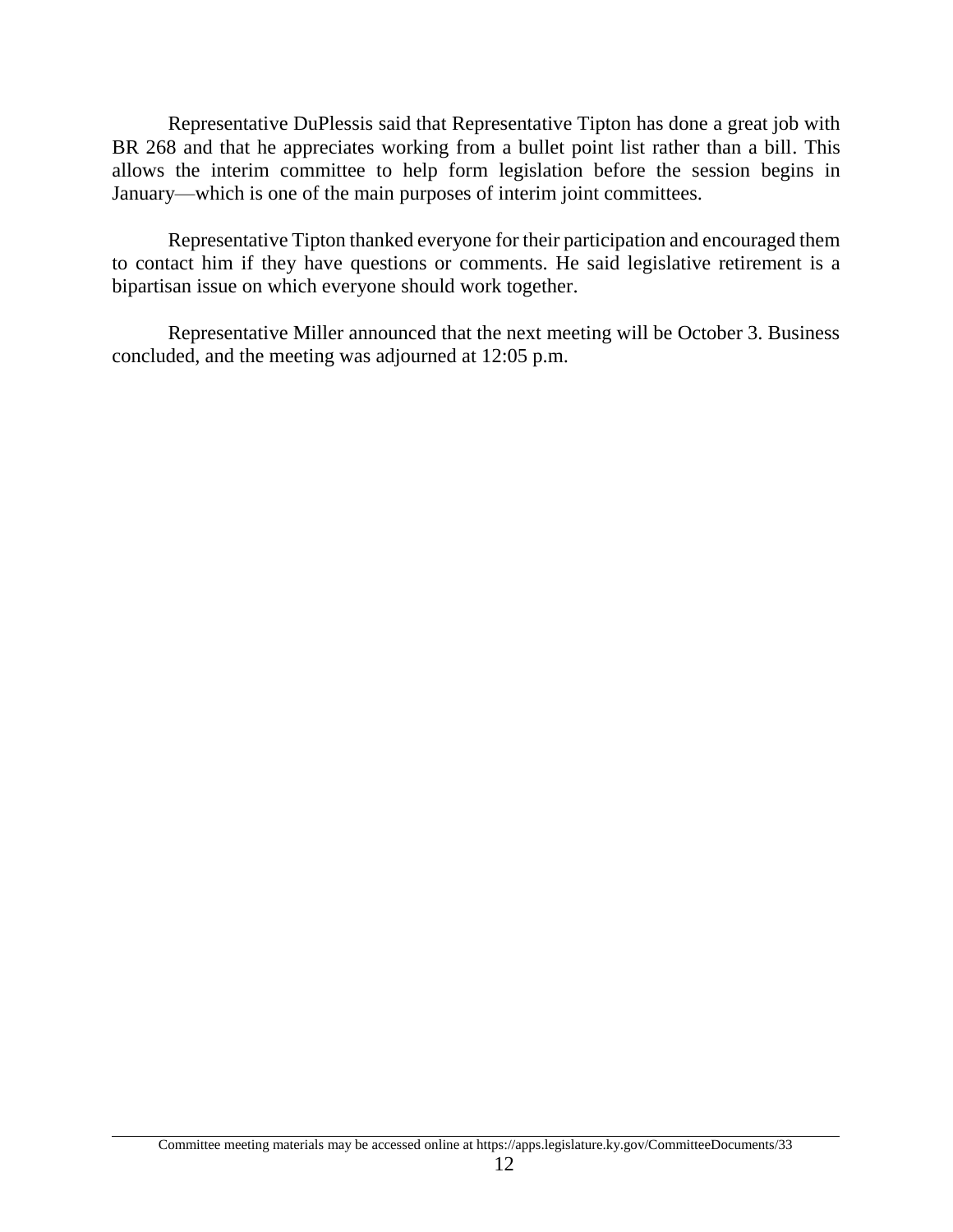Representative DuPlessis said that Representative Tipton has done a great job with BR 268 and that he appreciates working from a bullet point list rather than a bill. This allows the interim committee to help form legislation before the session begins in January—which is one of the main purposes of interim joint committees.

Representative Tipton thanked everyone for their participation and encouraged them to contact him if they have questions or comments. He said legislative retirement is a bipartisan issue on which everyone should work together.

Representative Miller announced that the next meeting will be October 3. Business concluded, and the meeting was adjourned at 12:05 p.m.

Committee meeting materials may be accessed online at https://apps.legislature.ky.gov/CommitteeDocuments/33